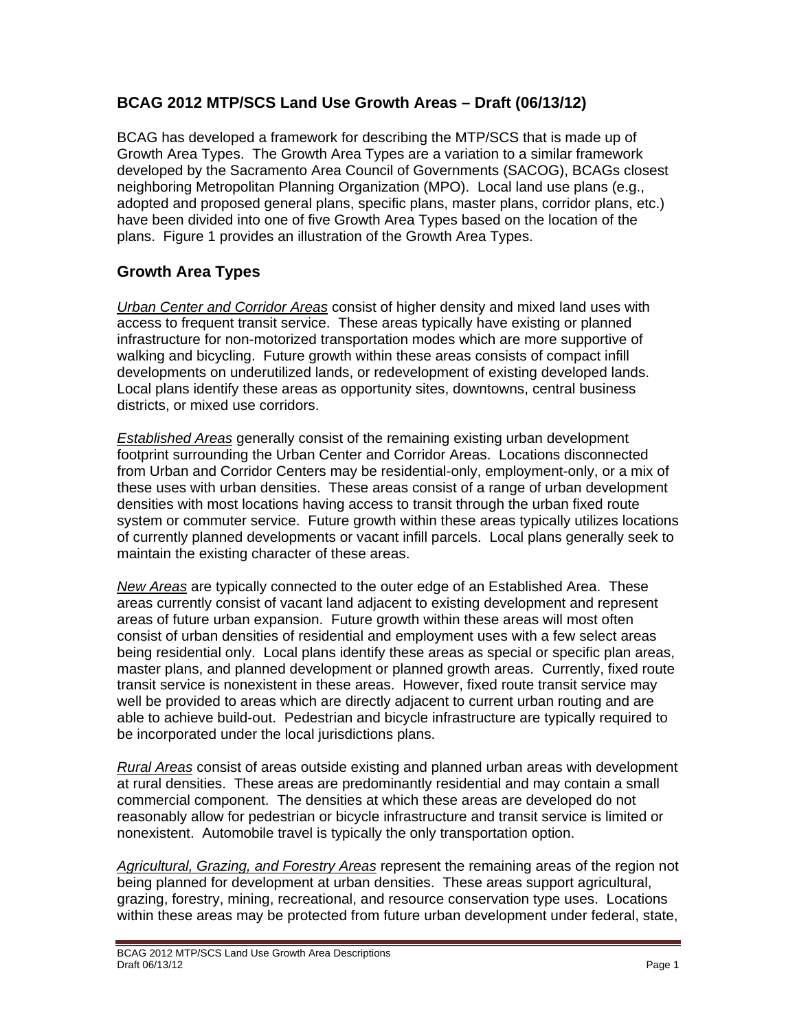## BCAG 2012 MTP/SCS Land Use Growth Areas – Draft (06/13/12)

BCAG has developed a framework for describing the MTP/SCS that is made up of Growth Area Types. The Growth Area Types are a variation to a similar framework developed by the Sacramento Area Council of Governments (SACOG), BCAGs closest neighboring Metropolitan Planning Organization (MPO). Local land use plans (e.g., adopted and proposed general plans, specific plans, master plans, corridor plans, etc.) have been divided into one of five Growth Area Types based on the location of the plans. Figure 1 provides an illustration of the Growth Area Types.

## Growth Area Types

*Urban Center and Corridor Areas* consist of higher density and mixed land uses with access to frequent transit service. These areas typically have existing or planned infrastructure for non-motorized transportation modes which are more supportive of walking and bicycling. Future growth within these areas consists of compact infill developments on underutilized lands, or redevelopment of existing developed lands. Local plans identify these areas as opportunity sites, downtowns, central business districts, or mixed use corridors.

*Established Areas* generally consist of the remaining existing urban development footprint surrounding the Urban Center and Corridor Areas. Locations disconnected from Urban and Corridor Centers may be residential-only, employment-only, or a mix of these uses with urban densities. These areas consist of a range of urban development densities with most locations having access to transit through the urban fixed route system or commuter service. Future growth within these areas typically utilizes locations of currently planned developments or vacant infill parcels. Local plans generally seek to maintain the existing character of these areas.

*New Areas* are typically connected to the outer edge of an Established Area. These areas currently consist of vacant land adjacent to existing development and represent areas of future urban expansion. Future growth within these areas will most often consist of urban densities of residential and employment uses with a few select areas being residential only. Local plans identify these areas as special or specific plan areas, master plans, and planned development or planned growth areas. Currently, fixed route transit service is nonexistent in these areas. However, fixed route transit service may well be provided to areas which are directly adjacent to current urban routing and are able to achieve build-out. Pedestrian and bicycle infrastructure are typically required to be incorporated under the local jurisdictions plans.

*Rural Areas* consist of areas outside existing and planned urban areas with development at rural densities. These areas are predominantly residential and may contain a small commercial component. The densities at which these areas are developed do not reasonably allow for pedestrian or bicycle infrastructure and transit service is limited or nonexistent. Automobile travel is typically the only transportation option.

*Agricultural, Grazing, and Forestry Areas* represent the remaining areas of the region not being planned for development at urban densities. These areas support agricultural, grazing, forestry, mining, recreational, and resource conservation type uses. Locations within these areas may be protected from future urban development under federal, state,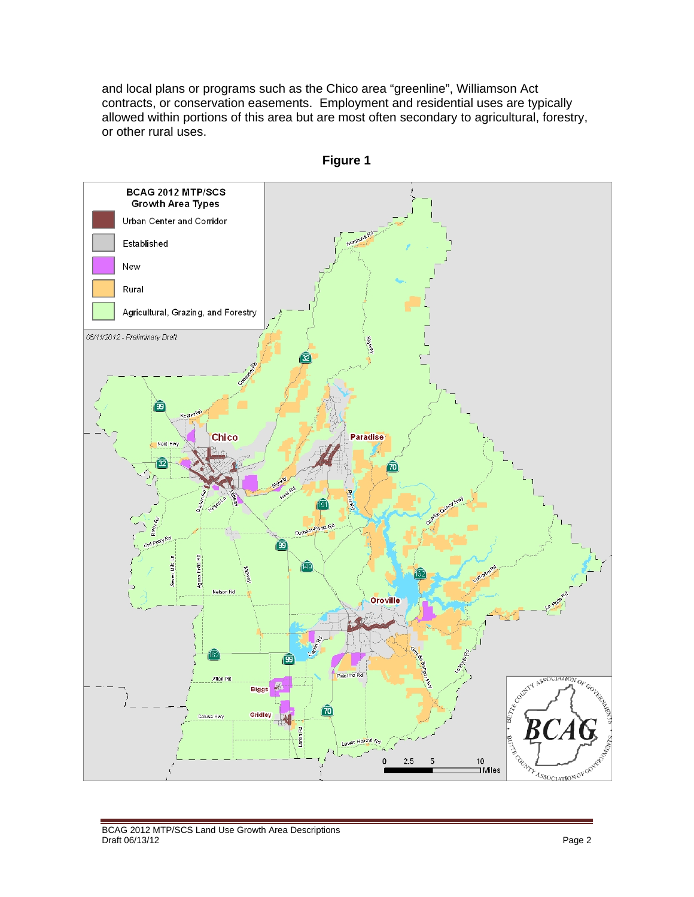and local plans or programs such as the Chico area "greenline", Williamson Act contracts, or conservation easements. Employment and residential uses are typically allowed within portions of this area but are most often secondary to agricultural, forestry, or other rural uses.

**Figure 1**

BCAG 2012 MTP/SCS
Growth Area Types

Urban Center and Corridor

Established

New

Rural

Agricultural, Grazing, and Forestry

06/11/2012 - Preliminary Draft

Chico

Paradise

Oroville

Biggs

Gridley

0 2.5 5 10 Miles